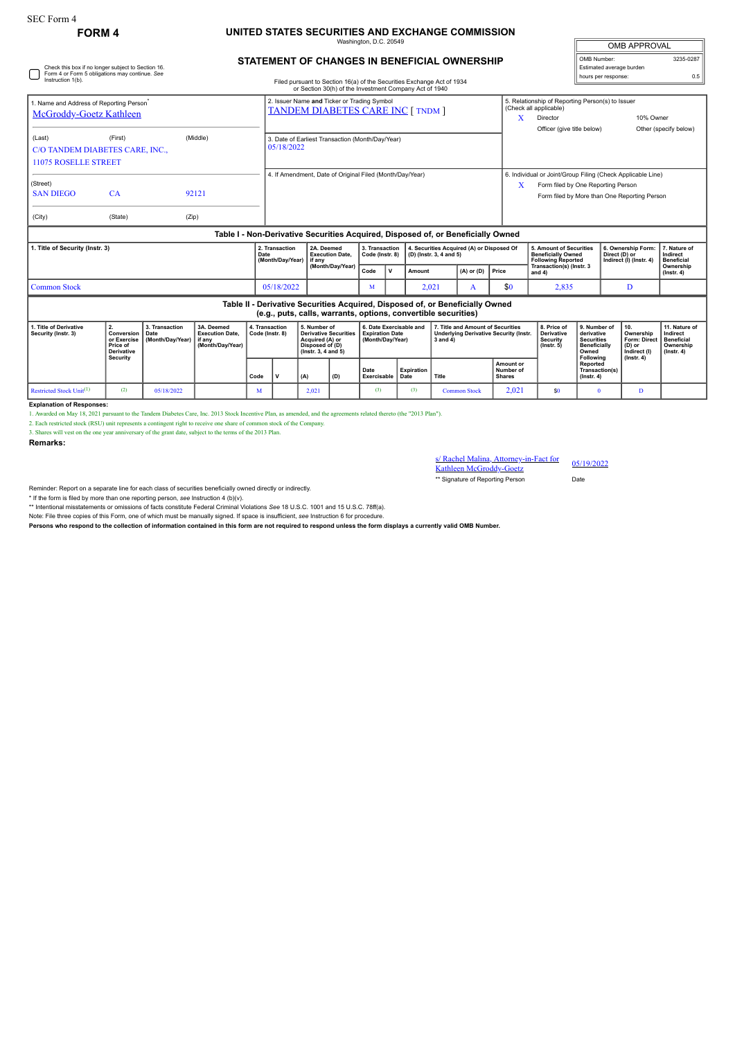SEC Form 4

**FORM 4**

# UNITED STATES SECURITIES AND EXCHANGE COMMISSION

Washington, D.C. 20549

## STATEMENT OF CHANGES IN BENEFICIAL OWNERSHIP

Filed pursuant to Section 16(a) of the Securities Exchange Act of 1934 or Section 30(h) of the Investment Company Act of 1940

| OMB APPROVAL | |
|---|---|
| OMB Number: | 3235-0287 |
| Estimated average burden hours per response: | 0.5 |

☐ Check this box if no longer subject to Section 16. Form 4 or Form 5 obligations may continue. *See* Instruction 1(b).

**1. Name and Address of Reporting Person***

McGroddy-Goetz Kathleen

(Last) (First) (Middle)

C/O TANDEM DIABETES CARE, INC.,
11075 ROSELLE STREET

(Street)

SAN DIEGO CA 92121

(City) (State) (Zip)

**2. Issuer Name and Ticker or Trading Symbol**

TANDEM DIABETES CARE INC [ TNDM ]

**3. Date of Earliest Transaction (Month/Day/Year)**

05/18/2022

**4. If Amendment, Date of Original Filed (Month/Day/Year)**

**5. Relationship of Reporting Person(s) to Issuer (Check all applicable)**

X Director
10% Owner
Officer (give title below)
Other (specify below)

**6. Individual or Joint/Group Filing (Check Applicable Line)**

X Form filed by One Reporting Person
Form filed by More than One Reporting Person

### Table I - Non-Derivative Securities Acquired, Disposed of, or Beneficially Owned

| 1. Title of Security (Instr. 3) | 2. Transaction Date (Month/Day/Year) | 2A. Deemed Execution Date, if any (Month/Day/Year) | 3. Transaction Code (Instr. 8) | | 4. Securities Acquired (A) or Disposed Of (D) (Instr. 3, 4 and 5) | | | 5. Amount of Securities Beneficially Owned Following Reported Transaction(s) (Instr. 3 and 4) | 6. Ownership Form: Direct (D) or Indirect (I) (Instr. 4) | 7. Nature of Indirect Beneficial Ownership (Instr. 4) |
|---|---|---|---|---|---|---|---|---|---|---|
| | | | Code | V | Amount | (A) or (D) | Price | | | |
| Common Stock | 05/18/2022 | | M | | 2,021 | A | $0 | 2,835 | D | |

### Table II - Derivative Securities Acquired, Disposed of, or Beneficially Owned (e.g., puts, calls, warrants, options, convertible securities)

| 1. Title of Derivative Security (Instr. 3) | 2. Conversion or Exercise Price of Derivative Security | 3. Transaction Date (Month/Day/Year) | 3A. Deemed Execution Date, if any (Month/Day/Year) | 4. Transaction Code (Instr. 8) | | 5. Number of Derivative Securities Acquired (A) or Disposed of (D) (Instr. 3, 4 and 5) | | 6. Date Exercisable and Expiration Date (Month/Day/Year) | | 7. Title and Amount of Securities Underlying Derivative Security (Instr. 3 and 4) | | 8. Price of Derivative Security (Instr. 5) | 9. Number of derivative Securities Beneficially Owned Following Reported Transaction(s) (Instr. 4) | 10. Ownership Form: Direct (D) or Indirect (I) (Instr. 4) | 11. Nature of Indirect Beneficial Ownership (Instr. 4) |
|---|---|---|---|---|---|---|---|---|---|---|---|---|---|---|---|
| | | | | Code | V | (A) | (D) | Date Exercisable | Expiration Date | Title | Amount or Number of Shares | | | | |
| Restricted Stock Unit[(1)] | [(2)] | 05/18/2022 | | M | | 2,021 | | [(3)] | [(3)] | Common Stock | 2,021 | $0 | 0 | D | |

**Explanation of Responses:**

1. Awarded on May 18, 2021 pursuant to the Tandem Diabetes Care, Inc. 2013 Stock Incentive Plan, as amended, and the agreements related thereto (the "2013 Plan").

2. Each restricted stock (RSU) unit represents a contingent right to receive one share of common stock of the Company.

3. Shares will vest on the one year anniversary of the grant date, subject to the terms of the 2013 Plan.

**Remarks:**

s/ Rachel Malina, Attorney-in-Fact for Kathleen McGroddy-Goetz — 05/19/2022

** Signature of Reporting Person — Date

Reminder: Report on a separate line for each class of securities beneficially owned directly or indirectly.

* If the form is filed by more than one reporting person, *see* Instruction 4 (b)(v).

** Intentional misstatements or omissions of facts constitute Federal Criminal Violations *See* 18 U.S.C. 1001 and 15 U.S.C. 78ff(a).

Note: File three copies of this Form, one of which must be manually signed. If space is insufficient, *see* Instruction 6 for procedure.

**Persons who respond to the collection of information contained in this form are not required to respond unless the form displays a currently valid OMB Number.**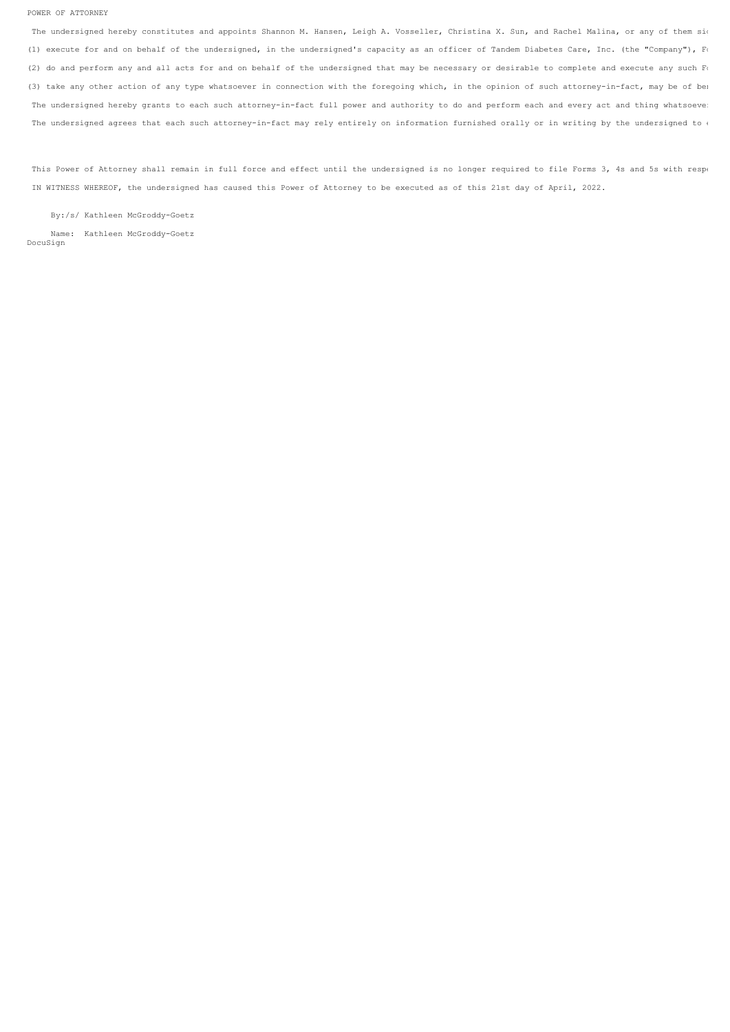POWER OF ATTORNEY

The undersigned hereby constitutes and appoints Shannon M. Hansen, Leigh A. Vosseller, Christina X. Sun, and Rachel Malina, or any of them si

(1) execute for and on behalf of the undersigned, in the undersigned's capacity as an officer of Tandem Diabetes Care, Inc. (the "Company"), F

(2) do and perform any and all acts for and on behalf of the undersigned that may be necessary or desirable to complete and execute any such F

(3) take any other action of any type whatsoever in connection with the foregoing which, in the opinion of such attorney-in-fact, may be of be

The undersigned hereby grants to each such attorney-in-fact full power and authority to do and perform each and every act and thing whatsoeve

The undersigned agrees that each such attorney-in-fact may rely entirely on information furnished orally or in writing by the undersigned to

This Power of Attorney shall remain in full force and effect until the undersigned is no longer required to file Forms 3, 4s and 5s with resp

IN WITNESS WHEREOF, the undersigned has caused this Power of Attorney to be executed as of this 21st day of April, 2022.

By:/s/ Kathleen McGroddy-Goetz

Name: Kathleen McGroddy-Goetz

DocuSign